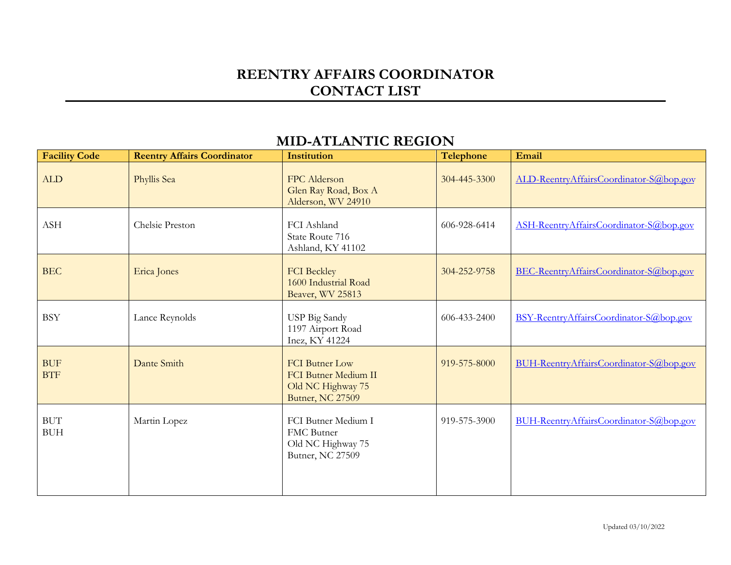# REENTRY AFFAIRS COORDINATOR CONTACT LIST

## MID-ATLANTIC REGION

| Facility Code | Reentry Affairs Coordinator | Institution | Telephone | Email |
|---|---|---|---|---|
| ALD | Phyllis Sea | FPC Alderson<br>Glen Ray Road, Box A<br>Alderson, WV 24910 | 304-445-3300 | ALD-ReentryAffairsCoordinator-S@bop.gov |
| ASH | Chelsie Preston | FCI Ashland<br>State Route 716<br>Ashland, KY 41102 | 606-928-6414 | ASH-ReentryAffairsCoordinator-S@bop.gov |
| BEC | Erica Jones | FCI Beckley<br>1600 Industrial Road<br>Beaver, WV 25813 | 304-252-9758 | BEC-ReentryAffairsCoordinator-S@bop.gov |
| BSY | Lance Reynolds | USP Big Sandy<br>1197 Airport Road<br>Inez, KY 41224 | 606-433-2400 | BSY-ReentryAffairsCoordinator-S@bop.gov |
| BUF<br>BTF | Dante Smith | FCI Butner Low<br>FCI Butner Medium II<br>Old NC Highway 75<br>Butner, NC 27509 | 919-575-8000 | BUH-ReentryAffairsCoordinator-S@bop.gov |
| BUT<br>BUH | Martin Lopez | FCI Butner Medium I<br>FMC Butner<br>Old NC Highway 75<br>Butner, NC 27509 | 919-575-3900 | BUH-ReentryAffairsCoordinator-S@bop.gov |

Updated 03/10/2022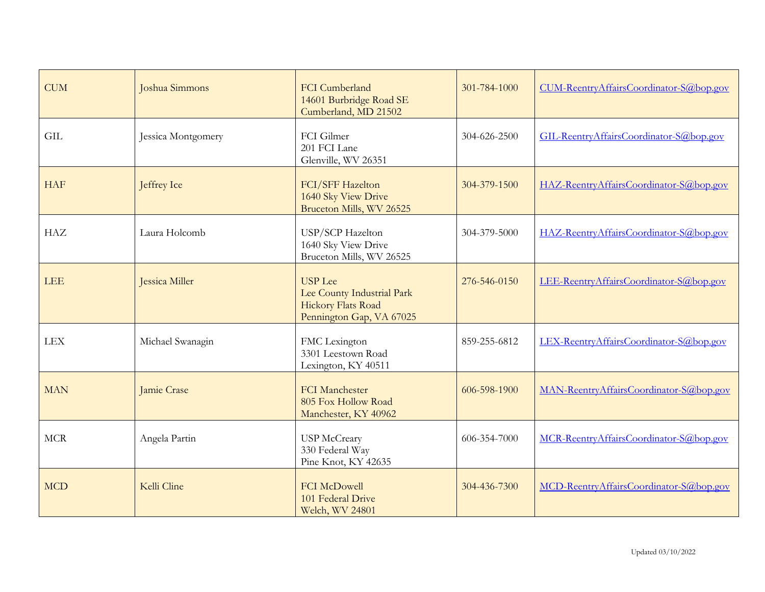| CUM | Joshua Simmons | FCI Cumberland<br>14601 Burbridge Road SE<br>Cumberland, MD 21502 | 301-784-1000 | CUM-ReentryAffairsCoordinator-S@bop.gov |
|---|---|---|---|---|
| GIL | Jessica Montgomery | FCI Gilmer<br>201 FCI Lane<br>Glenville, WV 26351 | 304-626-2500 | GIL-ReentryAffairsCoordinator-S@bop.gov |
| HAF | Jeffrey Ice | FCI/SFF Hazelton<br>1640 Sky View Drive<br>Bruceton Mills, WV 26525 | 304-379-1500 | HAZ-ReentryAffairsCoordinator-S@bop.gov |
| HAZ | Laura Holcomb | USP/SCP Hazelton<br>1640 Sky View Drive<br>Bruceton Mills, WV 26525 | 304-379-5000 | HAZ-ReentryAffairsCoordinator-S@bop.gov |
| LEE | Jessica Miller | USP Lee<br>Lee County Industrial Park<br>Hickory Flats Road<br>Pennington Gap, VA 67025 | 276-546-0150 | LEE-ReentryAffairsCoordinator-S@bop.gov |
| LEX | Michael Swanagin | FMC Lexington<br>3301 Leestown Road<br>Lexington, KY 40511 | 859-255-6812 | LEX-ReentryAffairsCoordinator-S@bop.gov |
| MAN | Jamie Crase | FCI Manchester<br>805 Fox Hollow Road<br>Manchester, KY 40962 | 606-598-1900 | MAN-ReentryAffairsCoordinator-S@bop.gov |
| MCR | Angela Partin | USP McCreary<br>330 Federal Way<br>Pine Knot, KY 42635 | 606-354-7000 | MCR-ReentryAffairsCoordinator-S@bop.gov |
| MCD | Kelli Cline | FCI McDowell<br>101 Federal Drive<br>Welch, WV 24801 | 304-436-7300 | MCD-ReentryAffairsCoordinator-S@bop.gov |

Updated 03/10/2022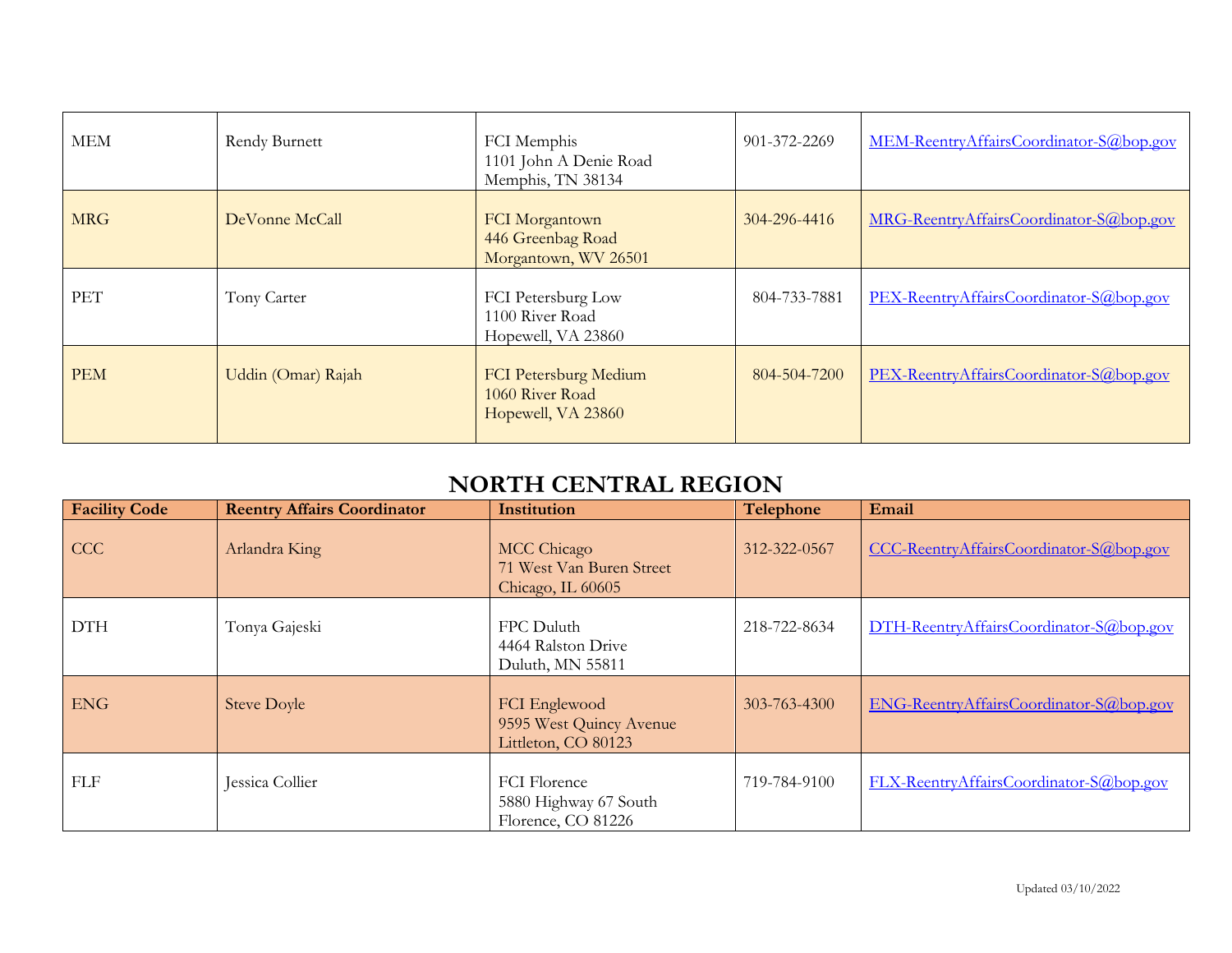| | | | | |
|---|---|---|---|---|
| MEM | Rendy Burnett | FCI Memphis<br>1101 John A Denie Road<br>Memphis, TN 38134 | 901-372-2269 | MEM-ReentryAffairsCoordinator-S@bop.gov |
| MRG | DeVonne McCall | FCI Morgantown<br>446 Greenbag Road<br>Morgantown, WV 26501 | 304-296-4416 | MRG-ReentryAffairsCoordinator-S@bop.gov |
| PET | Tony Carter | FCI Petersburg Low<br>1100 River Road<br>Hopewell, VA 23860 | 804-733-7881 | PEX-ReentryAffairsCoordinator-S@bop.gov |
| PEM | Uddin (Omar) Rajah | FCI Petersburg Medium<br>1060 River Road<br>Hopewell, VA 23860 | 804-504-7200 | PEX-ReentryAffairsCoordinator-S@bop.gov |

## NORTH CENTRAL REGION

| Facility Code | Reentry Affairs Coordinator | Institution | Telephone | Email |
|---|---|---|---|---|
| CCC | Arlandra King | MCC Chicago<br>71 West Van Buren Street<br>Chicago, IL 60605 | 312-322-0567 | CCC-ReentryAffairsCoordinator-S@bop.gov |
| DTH | Tonya Gajeski | FPC Duluth<br>4464 Ralston Drive<br>Duluth, MN 55811 | 218-722-8634 | DTH-ReentryAffairsCoordinator-S@bop.gov |
| ENG | Steve Doyle | FCI Englewood<br>9595 West Quincy Avenue<br>Littleton, CO 80123 | 303-763-4300 | ENG-ReentryAffairsCoordinator-S@bop.gov |
| FLF | Jessica Collier | FCI Florence<br>5880 Highway 67 South<br>Florence, CO 81226 | 719-784-9100 | FLX-ReentryAffairsCoordinator-S@bop.gov |

Updated 03/10/2022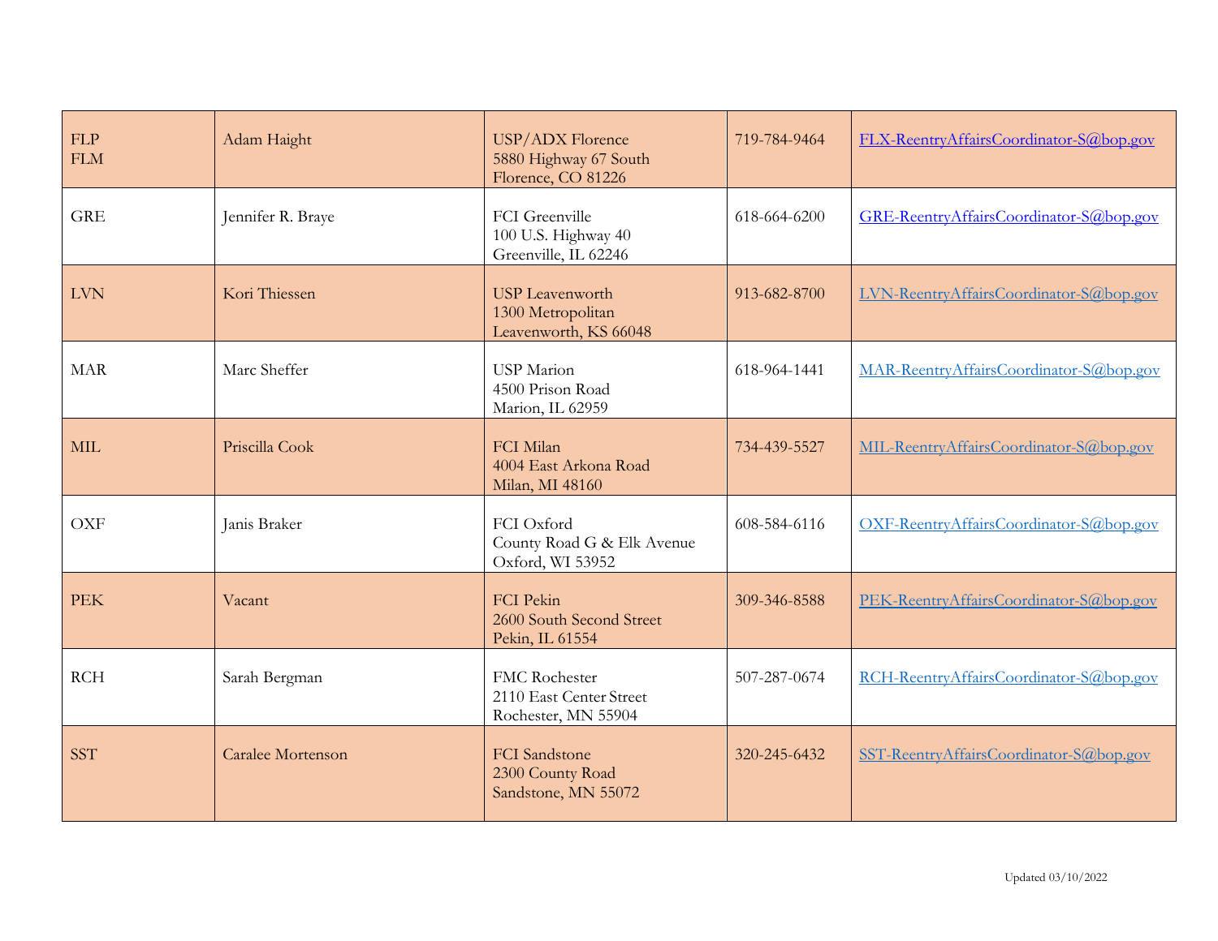| | | | | |
|---|---|---|---|---|
| FLP<br>FLM | Adam Haight | USP/ADX Florence<br>5880 Highway 67 South<br>Florence, CO 81226 | 719-784-9464 | FLX-ReentryAffairsCoordinator-S@bop.gov |
| GRE | Jennifer R. Braye | FCI Greenville<br>100 U.S. Highway 40<br>Greenville, IL 62246 | 618-664-6200 | GRE-ReentryAffairsCoordinator-S@bop.gov |
| LVN | Kori Thiessen | USP Leavenworth<br>1300 Metropolitan<br>Leavenworth, KS 66048 | 913-682-8700 | LVN-ReentryAffairsCoordinator-S@bop.gov |
| MAR | Marc Sheffer | USP Marion<br>4500 Prison Road<br>Marion, IL 62959 | 618-964-1441 | MAR-ReentryAffairsCoordinator-S@bop.gov |
| MIL | Priscilla Cook | FCI Milan<br>4004 East Arkona Road<br>Milan, MI 48160 | 734-439-5527 | MIL-ReentryAffairsCoordinator-S@bop.gov |
| OXF | Janis Braker | FCI Oxford<br>County Road G & Elk Avenue<br>Oxford, WI 53952 | 608-584-6116 | OXF-ReentryAffairsCoordinator-S@bop.gov |
| PEK | Vacant | FCI Pekin<br>2600 South Second Street<br>Pekin, IL 61554 | 309-346-8588 | PEK-ReentryAffairsCoordinator-S@bop.gov |
| RCH | Sarah Bergman | FMC Rochester<br>2110 East Center Street<br>Rochester, MN 55904 | 507-287-0674 | RCH-ReentryAffairsCoordinator-S@bop.gov |
| SST | Caralee Mortenson | FCI Sandstone<br>2300 County Road<br>Sandstone, MN 55072 | 320-245-6432 | SST-ReentryAffairsCoordinator-S@bop.gov |

Updated 03/10/2022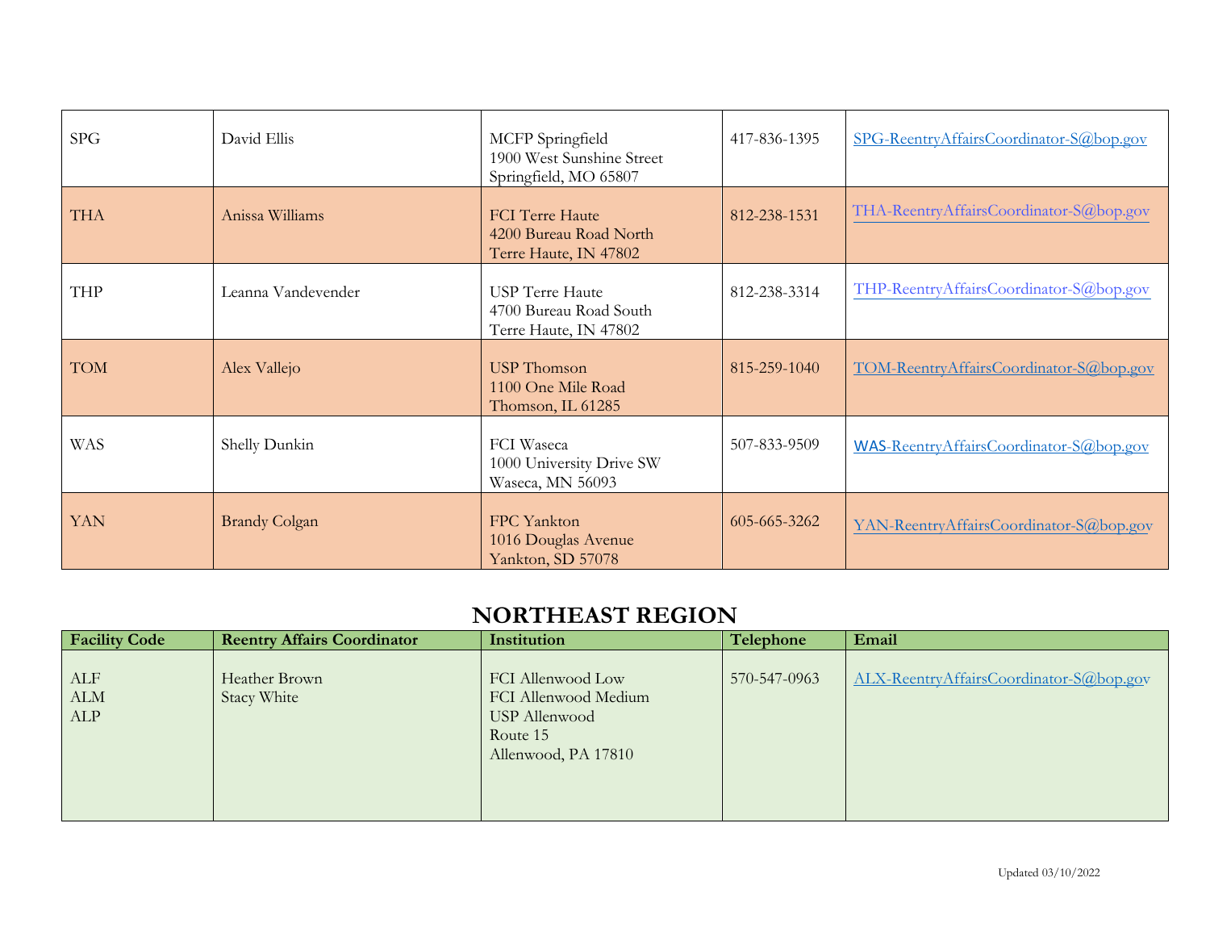| | | | | |
|---|---|---|---|---|
| SPG | David Ellis | MCFP Springfield<br>1900 West Sunshine Street<br>Springfield, MO 65807 | 417-836-1395 | SPG-ReentryAffairsCoordinator-S@bop.gov |
| THA | Anissa Williams | FCI Terre Haute<br>4200 Bureau Road North<br>Terre Haute, IN 47802 | 812-238-1531 | THA-ReentryAffairsCoordinator-S@bop.gov |
| THP | Leanna Vandevender | USP Terre Haute<br>4700 Bureau Road South<br>Terre Haute, IN 47802 | 812-238-3314 | THP-ReentryAffairsCoordinator-S@bop.gov |
| TOM | Alex Vallejo | USP Thomson<br>1100 One Mile Road<br>Thomson, IL 61285 | 815-259-1040 | TOM-ReentryAffairsCoordinator-S@bop.gov |
| WAS | Shelly Dunkin | FCI Waseca<br>1000 University Drive SW<br>Waseca, MN 56093 | 507-833-9509 | WAS-ReentryAffairsCoordinator-S@bop.gov |
| YAN | Brandy Colgan | FPC Yankton<br>1016 Douglas Avenue<br>Yankton, SD 57078 | 605-665-3262 | YAN-ReentryAffairsCoordinator-S@bop.gov |

## NORTHEAST REGION

| Facility Code | Reentry Affairs Coordinator | Institution | Telephone | Email |
|---|---|---|---|---|
| ALF<br>ALM<br>ALP | Heather Brown<br>Stacy White | FCI Allenwood Low<br>FCI Allenwood Medium<br>USP Allenwood<br>Route 15<br>Allenwood, PA 17810 | 570-547-0963 | ALX-ReentryAffairsCoordinator-S@bop.gov |

Updated 03/10/2022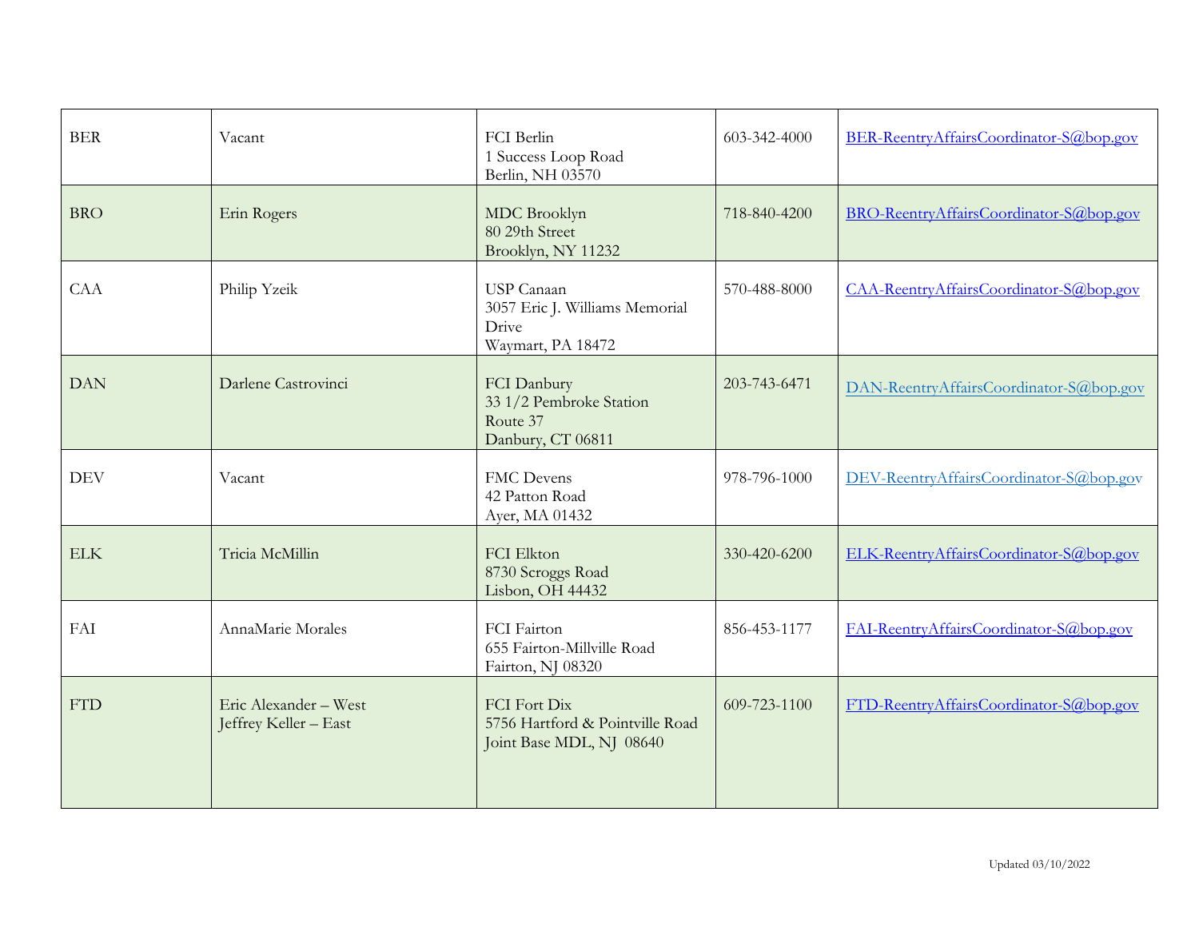| BER | Vacant | FCI Berlin<br>1 Success Loop Road<br>Berlin, NH 03570 | 603-342-4000 | BER-ReentryAffairsCoordinator-S@bop.gov |
|---|---|---|---|---|
| BRO | Erin Rogers | MDC Brooklyn<br>80 29th Street<br>Brooklyn, NY 11232 | 718-840-4200 | BRO-ReentryAffairsCoordinator-S@bop.gov |
| CAA | Philip Yzeik | USP Canaan<br>3057 Eric J. Williams Memorial Drive<br>Waymart, PA 18472 | 570-488-8000 | CAA-ReentryAffairsCoordinator-S@bop.gov |
| DAN | Darlene Castrovinci | FCI Danbury<br>33 1/2 Pembroke Station<br>Route 37<br>Danbury, CT 06811 | 203-743-6471 | DAN-ReentryAffairsCoordinator-S@bop.gov |
| DEV | Vacant | FMC Devens<br>42 Patton Road<br>Ayer, MA 01432 | 978-796-1000 | DEV-ReentryAffairsCoordinator-S@bop.gov |
| ELK | Tricia McMillin | FCI Elkton<br>8730 Scroggs Road<br>Lisbon, OH 44432 | 330-420-6200 | ELK-ReentryAffairsCoordinator-S@bop.gov |
| FAI | AnnaMarie Morales | FCI Fairton<br>655 Fairton-Millville Road<br>Fairton, NJ 08320 | 856-453-1177 | FAI-ReentryAffairsCoordinator-S@bop.gov |
| FTD | Eric Alexander – West<br>Jeffrey Keller – East | FCI Fort Dix<br>5756 Hartford & Pointville Road<br>Joint Base MDL, NJ 08640 | 609-723-1100 | FTD-ReentryAffairsCoordinator-S@bop.gov |

Updated 03/10/2022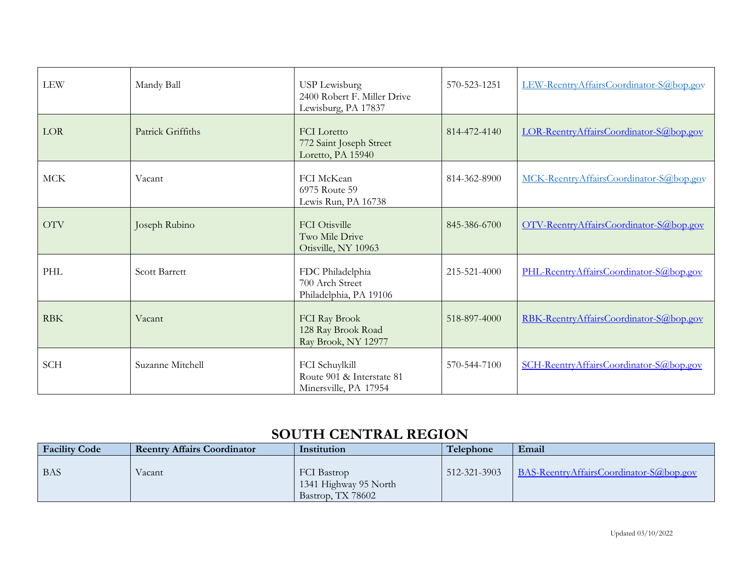| | | | | |
|---|---|---|---|---|
| LEW | Mandy Ball | USP Lewisburg<br>2400 Robert F. Miller Drive<br>Lewisburg, PA 17837 | 570-523-1251 | LEW-ReentryAffairsCoordinator-S@bop.gov |
| LOR | Patrick Griffiths | FCI Loretto<br>772 Saint Joseph Street<br>Loretto, PA 15940 | 814-472-4140 | LOR-ReentryAffairsCoordinator-S@bop.gov |
| MCK | Vacant | FCI McKean<br>6975 Route 59<br>Lewis Run, PA 16738 | 814-362-8900 | MCK-ReentryAffairsCoordinator-S@bop.gov |
| OTV | Joseph Rubino | FCI Otisville<br>Two Mile Drive<br>Otisville, NY 10963 | 845-386-6700 | OTV-ReentryAffairsCoordinator-S@bop.gov |
| PHL | Scott Barrett | FDC Philadelphia<br>700 Arch Street<br>Philadelphia, PA 19106 | 215-521-4000 | PHL-ReentryAffairsCoordinator-S@bop.gov |
| RBK | Vacant | FCI Ray Brook<br>128 Ray Brook Road<br>Ray Brook, NY 12977 | 518-897-4000 | RBK-ReentryAffairsCoordinator-S@bop.gov |
| SCH | Suzanne Mitchell | FCI Schuylkill<br>Route 901 & Interstate 81<br>Minersville, PA 17954 | 570-544-7100 | SCH-ReentryAffairsCoordinator-S@bop.gov |

## SOUTH CENTRAL REGION

| Facility Code | Reentry Affairs Coordinator | Institution | Telephone | Email |
|---|---|---|---|---|
| BAS | Vacant | FCI Bastrop<br>1341 Highway 95 North<br>Bastrop, TX 78602 | 512-321-3903 | BAS-ReentryAffairsCoordinator-S@bop.gov |

Updated 03/10/2022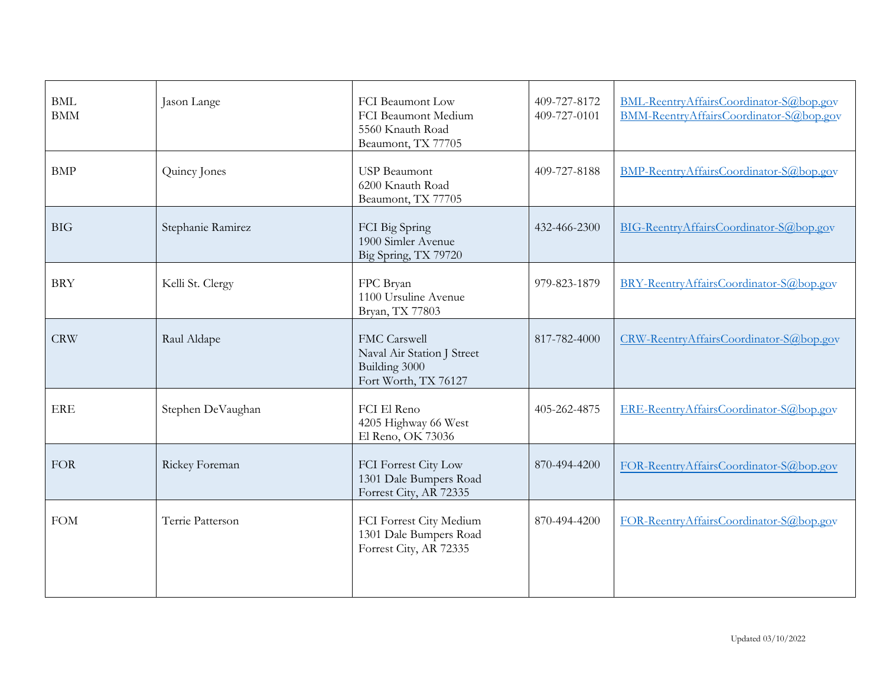| | | | | |
|---|---|---|---|---|
| BML<br>BMM | Jason Lange | FCI Beaumont Low<br>FCI Beaumont Medium<br>5560 Knauth Road<br>Beaumont, TX 77705 | 409-727-8172<br>409-727-0101 | BML-ReentryAffairsCoordinator-S@bop.gov<br>BMM-ReentryAffairsCoordinator-S@bop.gov |
| BMP | Quincy Jones | USP Beaumont<br>6200 Knauth Road<br>Beaumont, TX 77705 | 409-727-8188 | BMP-ReentryAffairsCoordinator-S@bop.gov |
| BIG | Stephanie Ramirez | FCI Big Spring<br>1900 Simler Avenue<br>Big Spring, TX 79720 | 432-466-2300 | BIG-ReentryAffairsCoordinator-S@bop.gov |
| BRY | Kelli St. Clergy | FPC Bryan<br>1100 Ursuline Avenue<br>Bryan, TX 77803 | 979-823-1879 | BRY-ReentryAffairsCoordinator-S@bop.gov |
| CRW | Raul Aldape | FMC Carswell<br>Naval Air Station J Street<br>Building 3000<br>Fort Worth, TX 76127 | 817-782-4000 | CRW-ReentryAffairsCoordinator-S@bop.gov |
| ERE | Stephen DeVaughan | FCI El Reno<br>4205 Highway 66 West<br>El Reno, OK 73036 | 405-262-4875 | ERE-ReentryAffairsCoordinator-S@bop.gov |
| FOR | Rickey Foreman | FCI Forrest City Low<br>1301 Dale Bumpers Road<br>Forrest City, AR 72335 | 870-494-4200 | FOR-ReentryAffairsCoordinator-S@bop.gov |
| FOM | Terrie Patterson | FCI Forrest City Medium<br>1301 Dale Bumpers Road<br>Forrest City, AR 72335 | 870-494-4200 | FOR-ReentryAffairsCoordinator-S@bop.gov |

Updated 03/10/2022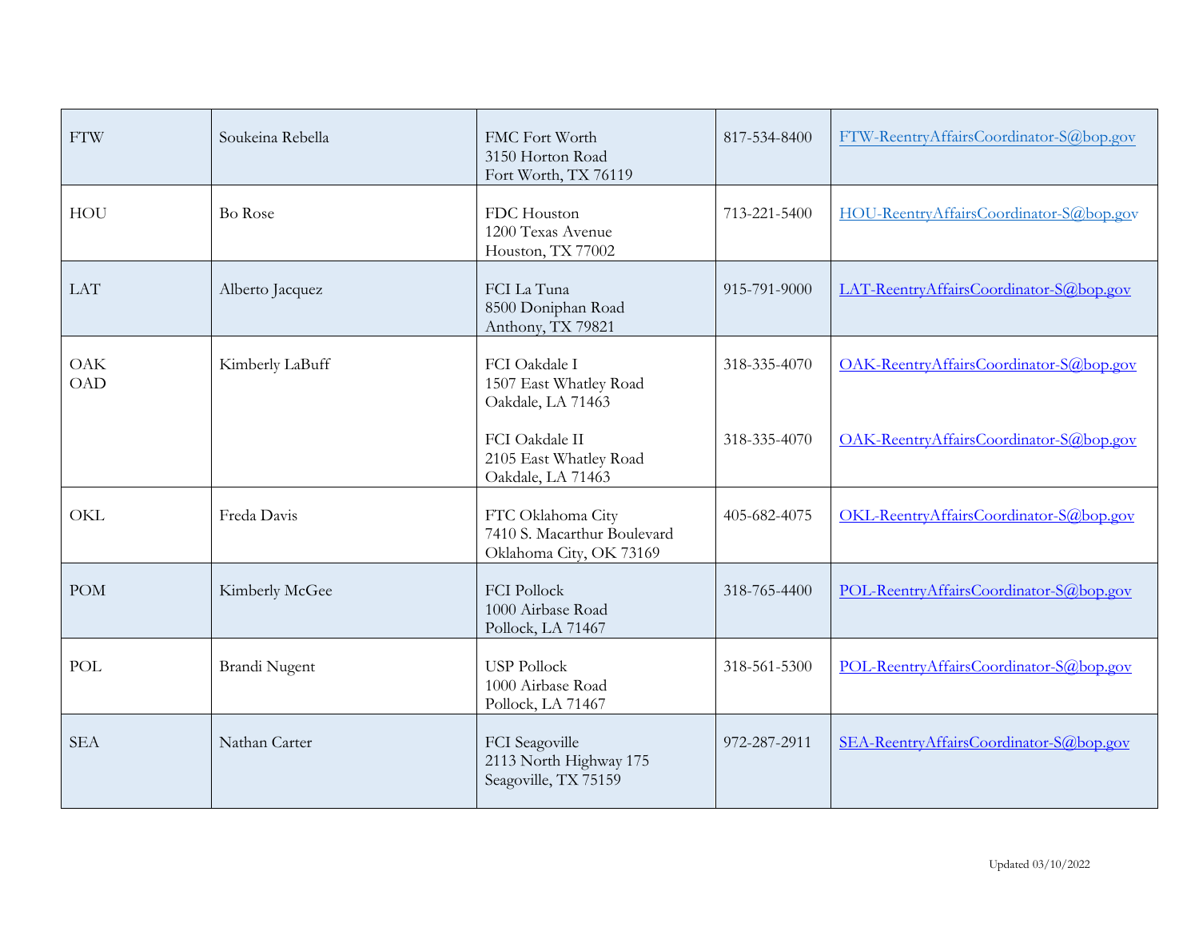| | | | | |
|---|---|---|---|---|
| FTW | Soukeina Rebella | FMC Fort Worth<br>3150 Horton Road<br>Fort Worth, TX 76119 | 817-534-8400 | FTW-ReentryAffairsCoordinator-S@bop.gov |
| HOU | Bo Rose | FDC Houston<br>1200 Texas Avenue<br>Houston, TX 77002 | 713-221-5400 | HOU-ReentryAffairsCoordinator-S@bop.gov |
| LAT | Alberto Jacquez | FCI La Tuna<br>8500 Doniphan Road<br>Anthony, TX 79821 | 915-791-9000 | LAT-ReentryAffairsCoordinator-S@bop.gov |
| OAK<br>OAD | Kimberly LaBuff | FCI Oakdale I<br>1507 East Whatley Road<br>Oakdale, LA 71463<br><br>FCI Oakdale II<br>2105 East Whatley Road<br>Oakdale, LA 71463 | 318-335-4070<br><br>318-335-4070 | OAK-ReentryAffairsCoordinator-S@bop.gov<br><br>OAK-ReentryAffairsCoordinator-S@bop.gov |
| OKL | Freda Davis | FTC Oklahoma City<br>7410 S. Macarthur Boulevard<br>Oklahoma City, OK 73169 | 405-682-4075 | OKL-ReentryAffairsCoordinator-S@bop.gov |
| POM | Kimberly McGee | FCI Pollock<br>1000 Airbase Road<br>Pollock, LA 71467 | 318-765-4400 | POL-ReentryAffairsCoordinator-S@bop.gov |
| POL | Brandi Nugent | USP Pollock<br>1000 Airbase Road<br>Pollock, LA 71467 | 318-561-5300 | POL-ReentryAffairsCoordinator-S@bop.gov |
| SEA | Nathan Carter | FCI Seagoville<br>2113 North Highway 175<br>Seagoville, TX 75159 | 972-287-2911 | SEA-ReentryAffairsCoordinator-S@bop.gov |

Updated 03/10/2022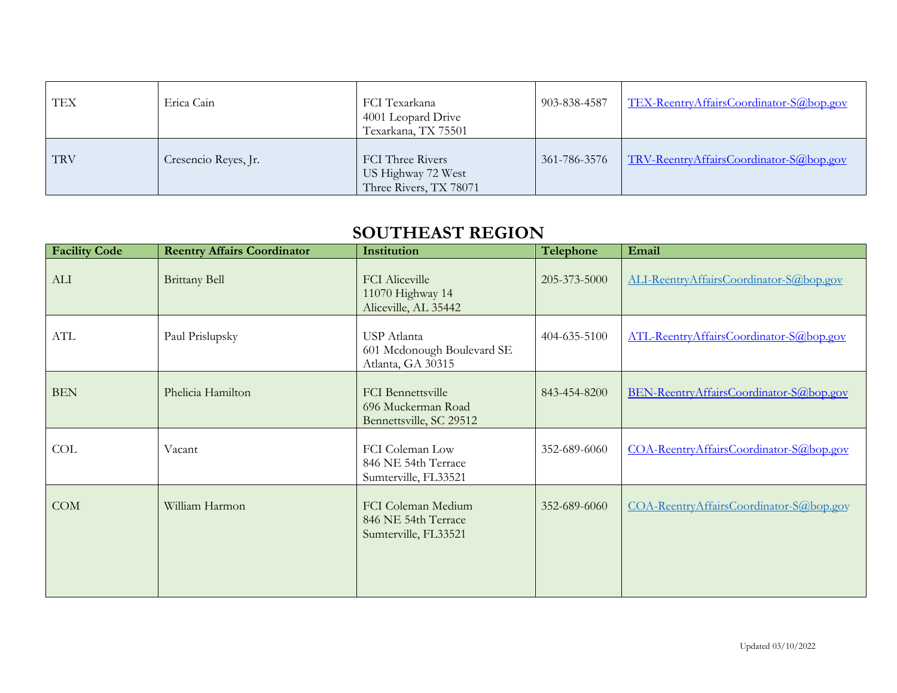| | | | | |
|---|---|---|---|---|
| TEX | Erica Cain | FCI Texarkana<br>4001 Leopard Drive<br>Texarkana, TX 75501 | 903-838-4587 | TEX-ReentryAffairsCoordinator-S@bop.gov |
| TRV | Cresencio Reyes, Jr. | FCI Three Rivers<br>US Highway 72 West<br>Three Rivers, TX 78071 | 361-786-3576 | TRV-ReentryAffairsCoordinator-S@bop.gov |

## SOUTHEAST REGION

| Facility Code | Reentry Affairs Coordinator | Institution | Telephone | Email |
|---|---|---|---|---|
| ALI | Brittany Bell | FCI Aliceville<br>11070 Highway 14<br>Aliceville, AL 35442 | 205-373-5000 | ALI-ReentryAffairsCoordinator-S@bop.gov |
| ATL | Paul Prislupsky | USP Atlanta<br>601 Mcdonough Boulevard SE<br>Atlanta, GA 30315 | 404-635-5100 | ATL-ReentryAffairsCoordinator-S@bop.gov |
| BEN | Phelicia Hamilton | FCI Bennettsville<br>696 Muckerman Road<br>Bennettsville, SC 29512 | 843-454-8200 | BEN-ReentryAffairsCoordinator-S@bop.gov |
| COL | Vacant | FCI Coleman Low<br>846 NE 54th Terrace<br>Sumterville, FL33521 | 352-689-6060 | COA-ReentryAffairsCoordinator-S@bop.gov |
| COM | William Harmon | FCI Coleman Medium<br>846 NE 54th Terrace<br>Sumterville, FL33521 | 352-689-6060 | COA-ReentryAffairsCoordinator-S@bop.gov |

Updated 03/10/2022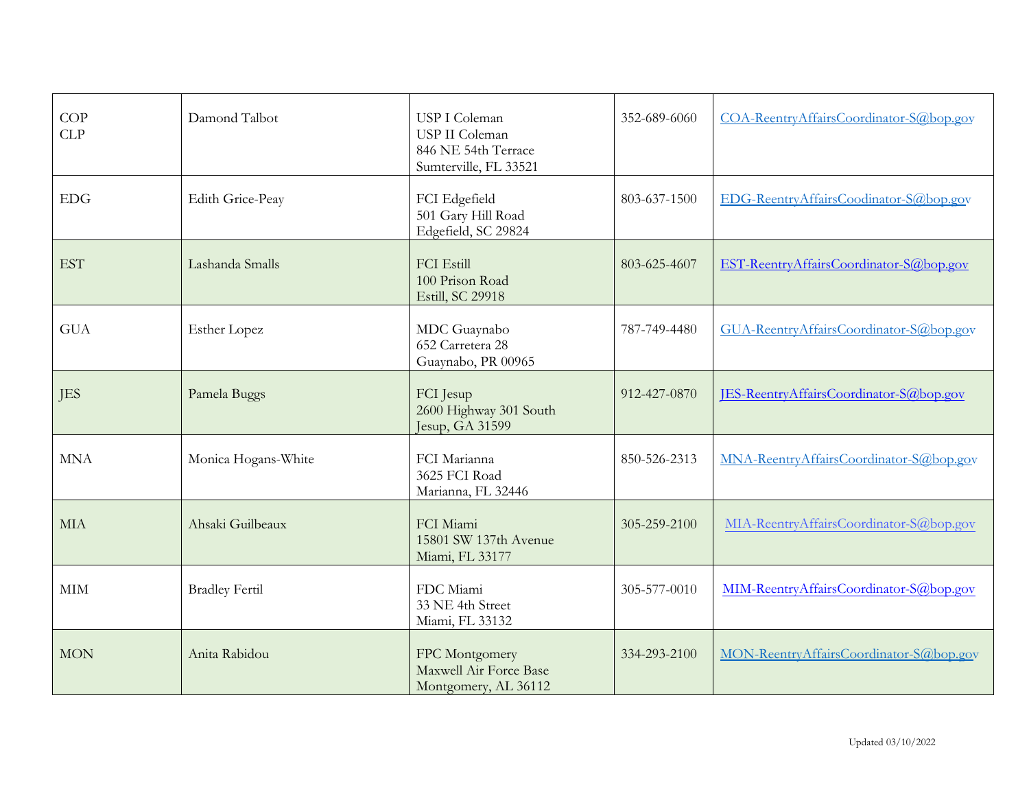| COP<br>CLP | Damond Talbot | USP I Coleman<br>USP II Coleman<br>846 NE 54th Terrace<br>Sumterville, FL 33521 | 352-689-6060 | COA-ReentryAffairsCoordinator-S@bop.gov |
|---|---|---|---|---|
| EDG | Edith Grice-Peay | FCI Edgefield<br>501 Gary Hill Road<br>Edgefield, SC 29824 | 803-637-1500 | EDG-ReentryAffairsCoodinator-S@bop.gov |
| EST | Lashanda Smalls | FCI Estill<br>100 Prison Road<br>Estill, SC 29918 | 803-625-4607 | EST-ReentryAffairsCoordinator-S@bop.gov |
| GUA | Esther Lopez | MDC Guaynabo<br>652 Carretera 28<br>Guaynabo, PR 00965 | 787-749-4480 | GUA-ReentryAffairsCoordinator-S@bop.gov |
| JES | Pamela Buggs | FCI Jesup<br>2600 Highway 301 South<br>Jesup, GA 31599 | 912-427-0870 | JES-ReentryAffairsCoordinator-S@bop.gov |
| MNA | Monica Hogans-White | FCI Marianna<br>3625 FCI Road<br>Marianna, FL 32446 | 850-526-2313 | MNA-ReentryAffairsCoordinator-S@bop.gov |
| MIA | Ahsaki Guilbeaux | FCI Miami<br>15801 SW 137th Avenue<br>Miami, FL 33177 | 305-259-2100 | MIA-ReentryAffairsCoordinator-S@bop.gov |
| MIM | Bradley Fertil | FDC Miami<br>33 NE 4th Street<br>Miami, FL 33132 | 305-577-0010 | MIM-ReentryAffairsCoordinator-S@bop.gov |
| MON | Anita Rabidou | FPC Montgomery<br>Maxwell Air Force Base<br>Montgomery, AL 36112 | 334-293-2100 | MON-ReentryAffairsCoordinator-S@bop.gov |

Updated 03/10/2022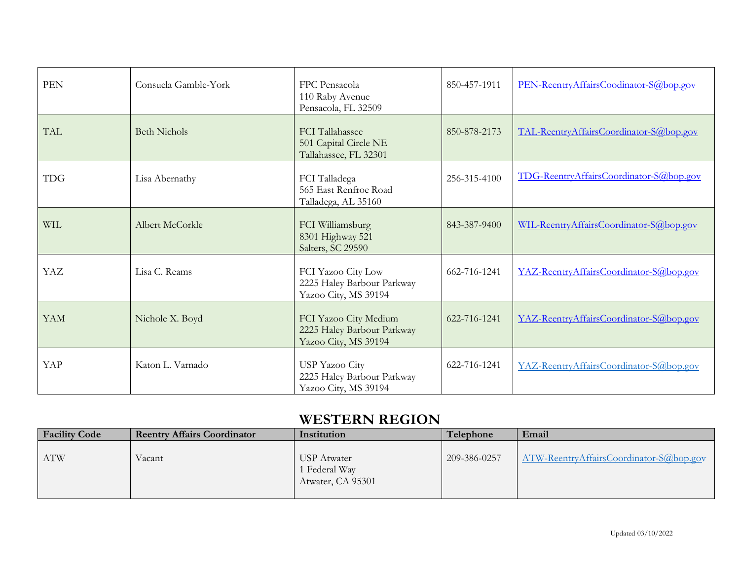| | | | | |
|---|---|---|---|---|
| PEN | Consuela Gamble-York | FPC Pensacola<br>110 Raby Avenue<br>Pensacola, FL 32509 | 850-457-1911 | PEN-ReentryAffairsCoodinator-S@bop.gov |
| TAL | Beth Nichols | FCI Tallahassee<br>501 Capital Circle NE<br>Tallahassee, FL 32301 | 850-878-2173 | TAL-ReentryAffairsCoordinator-S@bop.gov |
| TDG | Lisa Abernathy | FCI Talladega<br>565 East Renfroe Road<br>Talladega, AL 35160 | 256-315-4100 | TDG-ReentryAffairsCoordinator-S@bop.gov |
| WIL | Albert McCorkle | FCI Williamsburg<br>8301 Highway 521<br>Salters, SC 29590 | 843-387-9400 | WIL-ReentryAffairsCoordinator-S@bop.gov |
| YAZ | Lisa C. Reams | FCI Yazoo City Low<br>2225 Haley Barbour Parkway<br>Yazoo City, MS 39194 | 662-716-1241 | YAZ-ReentryAffairsCoordinator-S@bop.gov |
| YAM | Nichole X. Boyd | FCI Yazoo City Medium<br>2225 Haley Barbour Parkway<br>Yazoo City, MS 39194 | 622-716-1241 | YAZ-ReentryAffairsCoordinator-S@bop.gov |
| YAP | Katon L. Varnado | USP Yazoo City<br>2225 Haley Barbour Parkway<br>Yazoo City, MS 39194 | 622-716-1241 | YAZ-ReentryAffairsCoordinator-S@bop.gov |

## WESTERN REGION

| Facility Code | Reentry Affairs Coordinator | Institution | Telephone | Email |
|---|---|---|---|---|
| ATW | Vacant | USP Atwater<br>1 Federal Way<br>Atwater, CA 95301 | 209-386-0257 | ATW-ReentryAffairsCoordinator-S@bop.gov |

Updated 03/10/2022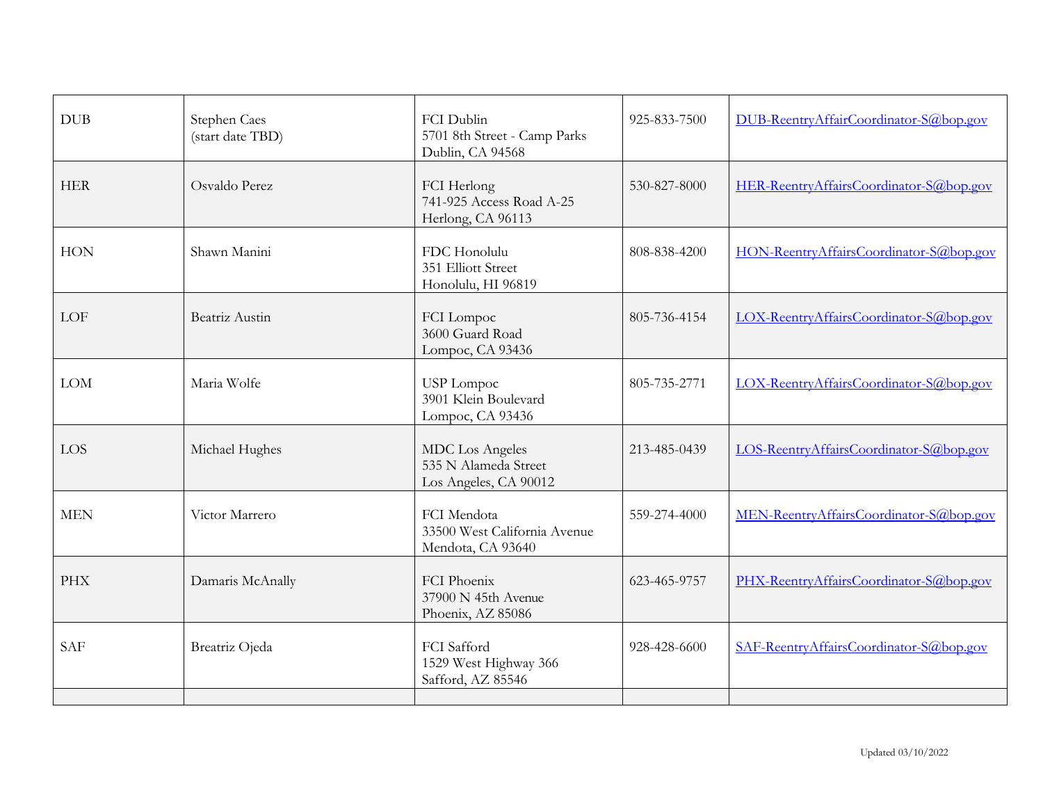| DUB | Stephen Caes<br>(start date TBD) | FCI Dublin<br>5701 8th Street - Camp Parks<br>Dublin, CA 94568 | 925-833-7500 | DUB-ReentryAffairCoordinator-S@bop.gov |
|---|---|---|---|---|
| HER | Osvaldo Perez | FCI Herlong<br>741-925 Access Road A-25<br>Herlong, CA 96113 | 530-827-8000 | HER-ReentryAffairsCoordinator-S@bop.gov |
| HON | Shawn Manini | FDC Honolulu<br>351 Elliott Street<br>Honolulu, HI 96819 | 808-838-4200 | HON-ReentryAffairsCoordinator-S@bop.gov |
| LOF | Beatriz Austin | FCI Lompoc<br>3600 Guard Road<br>Lompoc, CA 93436 | 805-736-4154 | LOX-ReentryAffairsCoordinator-S@bop.gov |
| LOM | Maria Wolfe | USP Lompoc<br>3901 Klein Boulevard<br>Lompoc, CA 93436 | 805-735-2771 | LOX-ReentryAffairsCoordinator-S@bop.gov |
| LOS | Michael Hughes | MDC Los Angeles<br>535 N Alameda Street<br>Los Angeles, CA 90012 | 213-485-0439 | LOS-ReentryAffairsCoordinator-S@bop.gov |
| MEN | Victor Marrero | FCI Mendota<br>33500 West California Avenue<br>Mendota, CA 93640 | 559-274-4000 | MEN-ReentryAffairsCoordinator-S@bop.gov |
| PHX | Damaris McAnally | FCI Phoenix<br>37900 N 45th Avenue<br>Phoenix, AZ 85086 | 623-465-9757 | PHX-ReentryAffairsCoordinator-S@bop.gov |
| SAF | Breatriz Ojeda | FCI Safford<br>1529 West Highway 366<br>Safford, AZ 85546 | 928-428-6600 | SAF-ReentryAffairsCoordinator-S@bop.gov |
| | | | | |

Updated 03/10/2022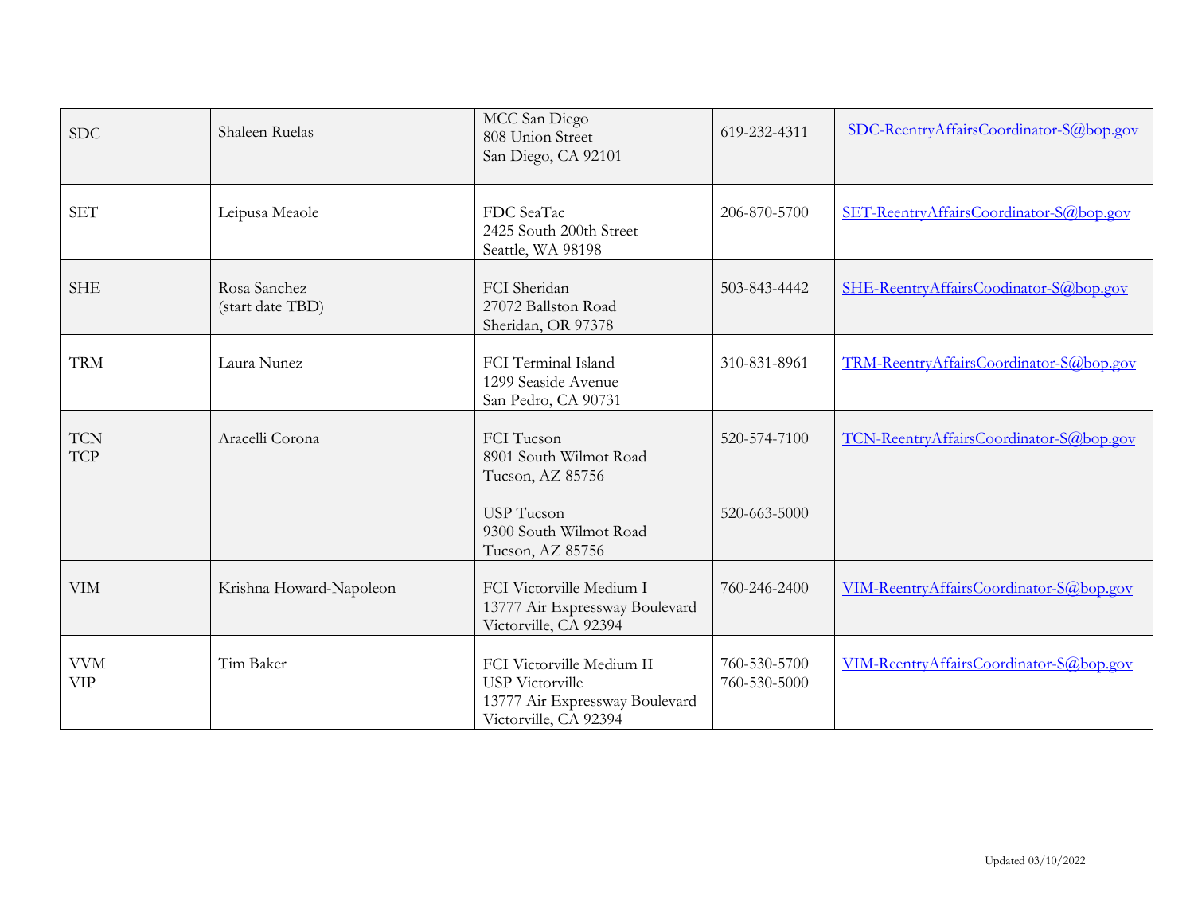| SDC | Shaleen Ruelas | MCC San Diego<br>808 Union Street<br>San Diego, CA 92101 | 619-232-4311 | SDC-ReentryAffairsCoordinator-S@bop.gov |
|---|---|---|---|---|
| SET | Leipusa Meaole | FDC SeaTac<br>2425 South 200th Street<br>Seattle, WA 98198 | 206-870-5700 | SET-ReentryAffairsCoordinator-S@bop.gov |
| SHE | Rosa Sanchez<br>(start date TBD) | FCI Sheridan<br>27072 Ballston Road<br>Sheridan, OR 97378 | 503-843-4442 | SHE-ReentryAffairsCoodinator-S@bop.gov |
| TRM | Laura Nunez | FCI Terminal Island<br>1299 Seaside Avenue<br>San Pedro, CA 90731 | 310-831-8961 | TRM-ReentryAffairsCoordinator-S@bop.gov |
| TCN<br>TCP | Aracelli Corona | FCI Tucson<br>8901 South Wilmot Road<br>Tucson, AZ 85756<br><br>USP Tucson<br>9300 South Wilmot Road<br>Tucson, AZ 85756 | 520-574-7100<br><br><br><br>520-663-5000 | TCN-ReentryAffairsCoordinator-S@bop.gov |
| VIM | Krishna Howard-Napoleon | FCI Victorville Medium I<br>13777 Air Expressway Boulevard<br>Victorville, CA 92394 | 760-246-2400 | VIM-ReentryAffairsCoordinator-S@bop.gov |
| VVM<br>VIP | Tim Baker | FCI Victorville Medium II<br>USP Victorville<br>13777 Air Expressway Boulevard<br>Victorville, CA 92394 | 760-530-5700<br>760-530-5000 | VIM-ReentryAffairsCoordinator-S@bop.gov |

Updated 03/10/2022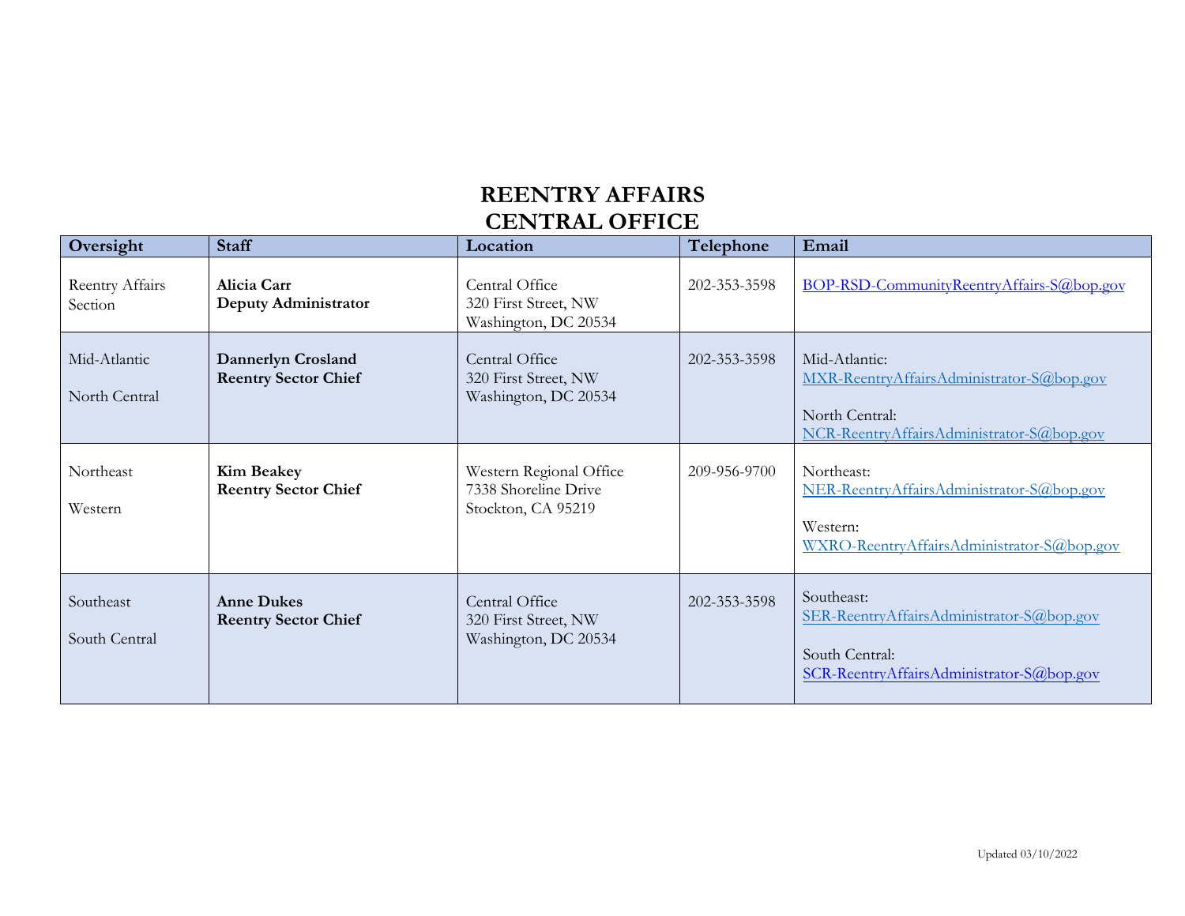# REENTRY AFFAIRS
# CENTRAL OFFICE

| Oversight | Staff | Location | Telephone | Email |
|---|---|---|---|---|
| Reentry Affairs Section | **Alicia Carr**<br>**Deputy Administrator** | Central Office<br>320 First Street, NW<br>Washington, DC 20534 | 202-353-3598 | BOP-RSD-CommunityReentryAffairs-S@bop.gov |
| Mid-Atlantic<br><br>North Central | **Dannerlyn Crosland**<br>**Reentry Sector Chief** | Central Office<br>320 First Street, NW<br>Washington, DC 20534 | 202-353-3598 | Mid-Atlantic:<br>MXR-ReentryAffairsAdministrator-S@bop.gov<br><br>North Central:<br>NCR-ReentryAffairsAdministrator-S@bop.gov |
| Northeast<br><br>Western | **Kim Beakey**<br>**Reentry Sector Chief** | Western Regional Office<br>7338 Shoreline Drive<br>Stockton, CA 95219 | 209-956-9700 | Northeast:<br>NER-ReentryAffairsAdministrator-S@bop.gov<br><br>Western:<br>WXRO-ReentryAffairsAdministrator-S@bop.gov |
| Southeast<br><br>South Central | **Anne Dukes**<br>**Reentry Sector Chief** | Central Office<br>320 First Street, NW<br>Washington, DC 20534 | 202-353-3598 | Southeast:<br>SER-ReentryAffairsAdministrator-S@bop.gov<br><br>South Central:<br>SCR-ReentryAffairsAdministrator-S@bop.gov |

Updated 03/10/2022